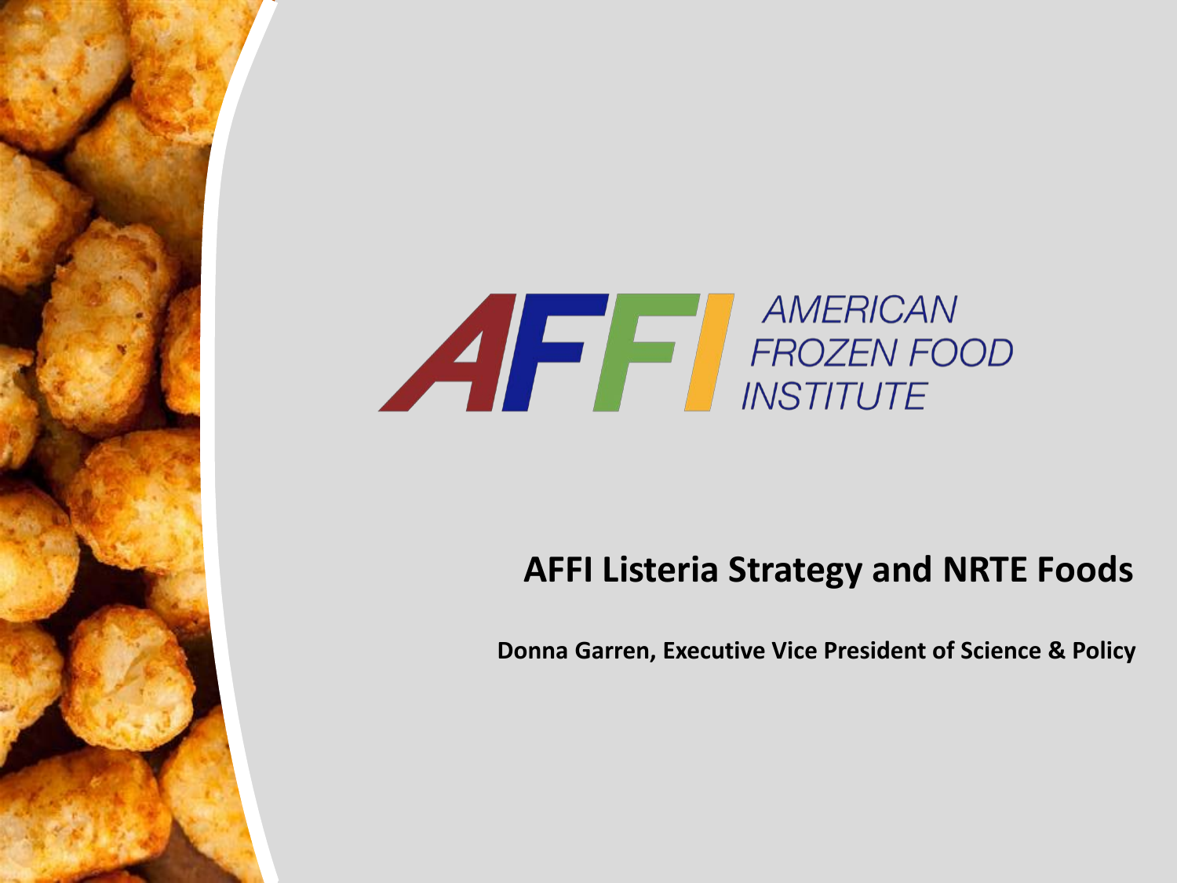AMERICAN FROZEN FOOD INSTITUTE

# AFFI Listeria Strategy and NRTE Foods

**Donna Garren, Executive Vice President of Science & Policy**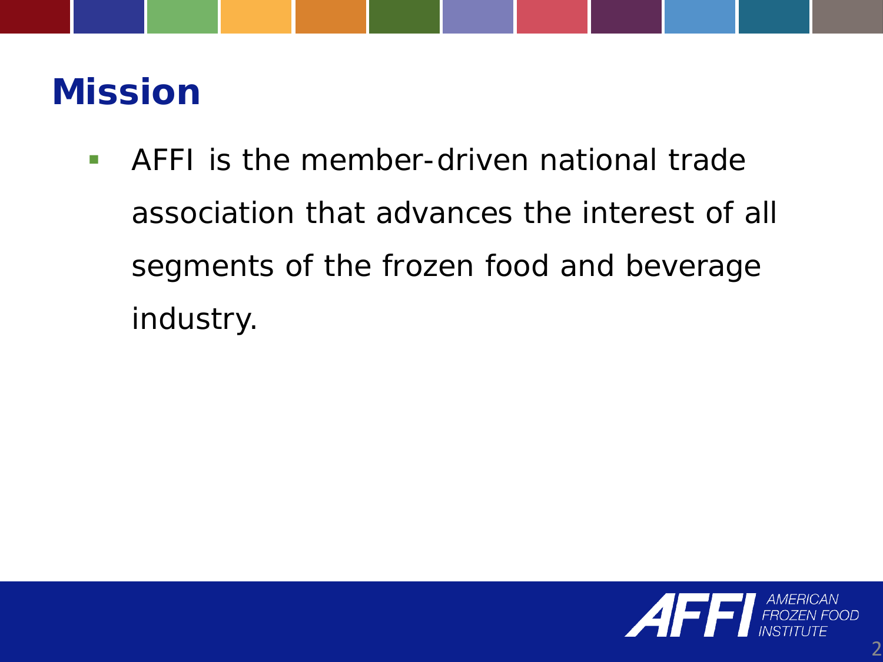# Mission

- AFFI is the member-driven national trade association that advances the interest of all segments of the frozen food and beverage industry.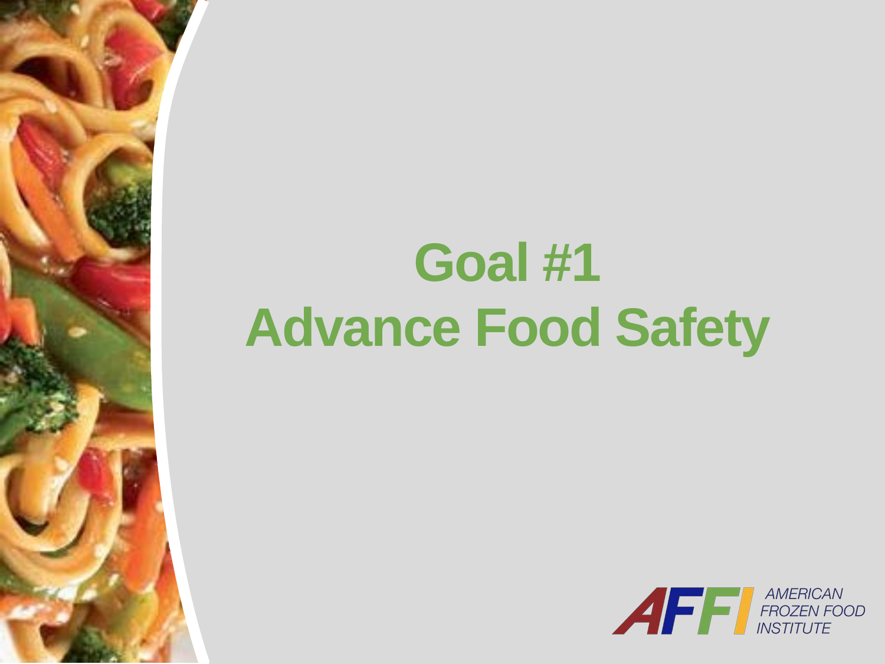# Goal #1
# Advance Food Safety

AFFI AMERICAN FROZEN FOOD INSTITUTE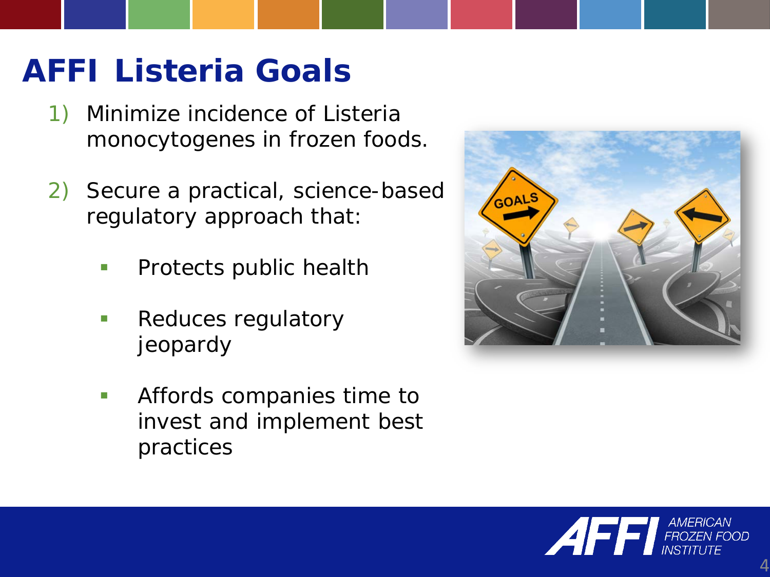# AFFI Listeria Goals

1) Minimize incidence of Listeria monocytogenes in frozen foods.

2) Secure a practical, science-based regulatory approach that:

   - Protects public health
   - Reduces regulatory jeopardy
   - Affords companies time to invest and implement best practices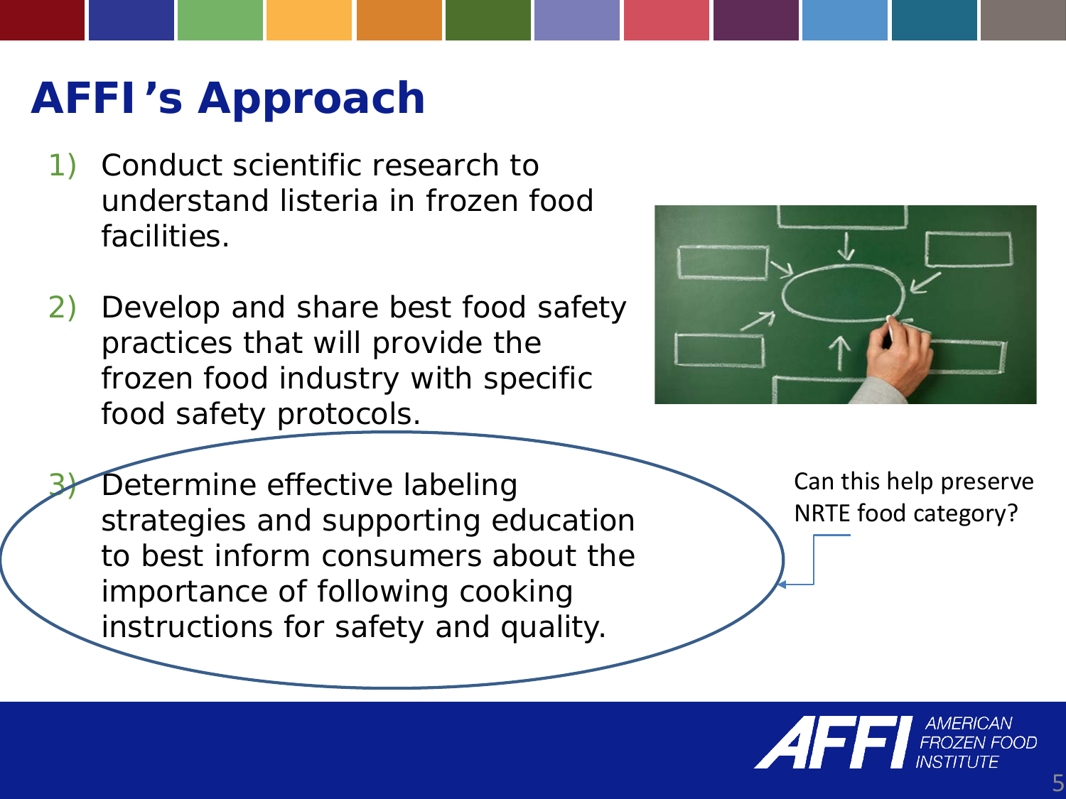# AFFI's Approach

1) Conduct scientific research to understand listeria in frozen food facilities.

2) Develop and share best food safety practices that will provide the frozen food industry with specific food safety protocols.

3) Determine effective labeling strategies and supporting education to best inform consumers about the importance of following cooking instructions for safety and quality.

Can this help preserve NRTE food category?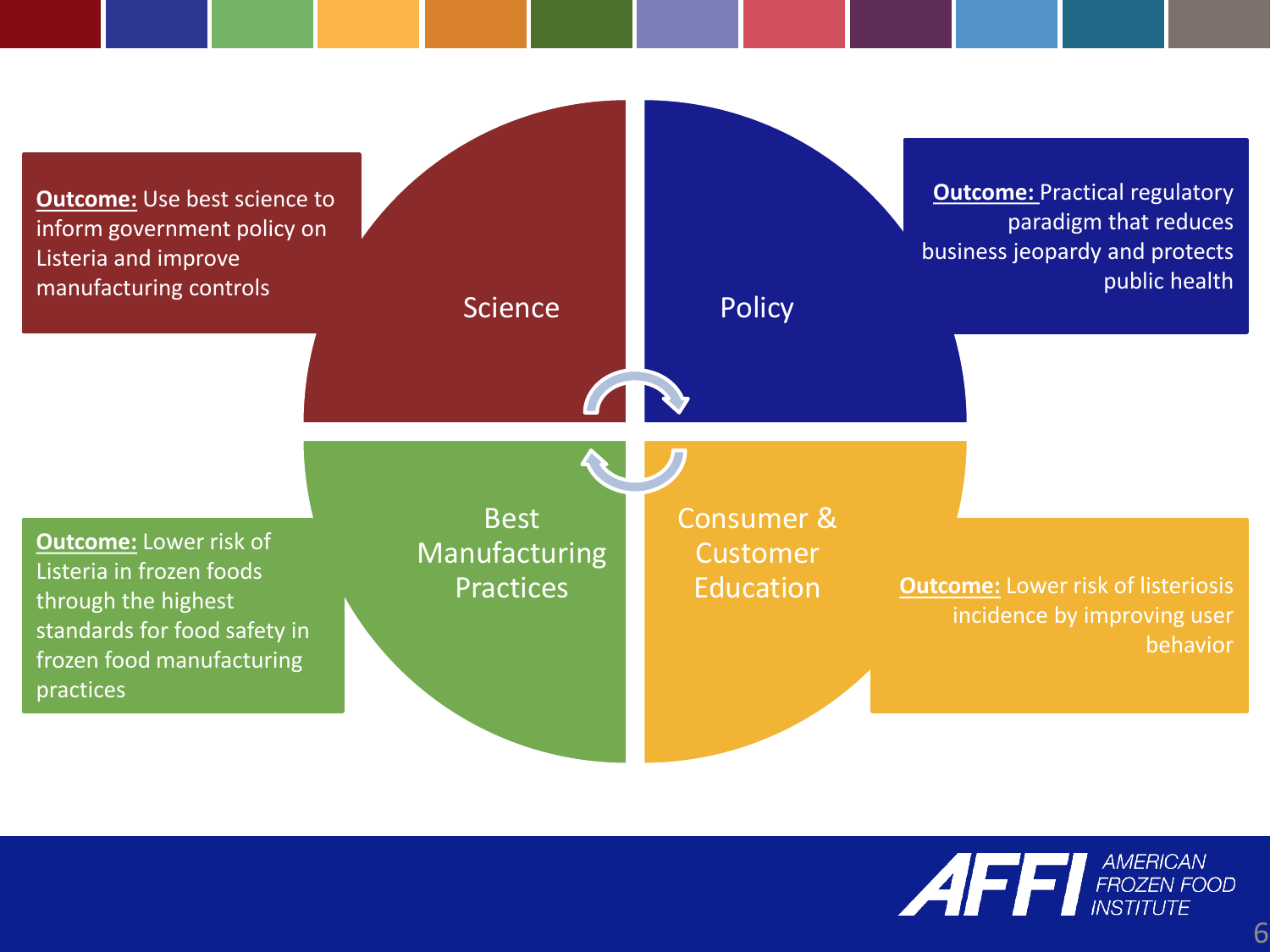**Outcome:** Use best science to inform government policy on Listeria and improve manufacturing controls

Science

Policy

**Outcome:** Practical regulatory paradigm that reduces business jeopardy and protects public health

Best Manufacturing Practices

**Outcome:** Lower risk of Listeria in frozen foods through the highest standards for food safety in frozen food manufacturing practices

Consumer & Customer Education

**Outcome:** Lower risk of listeriosis incidence by improving user behavior

AMERICAN FROZEN FOOD INSTITUTE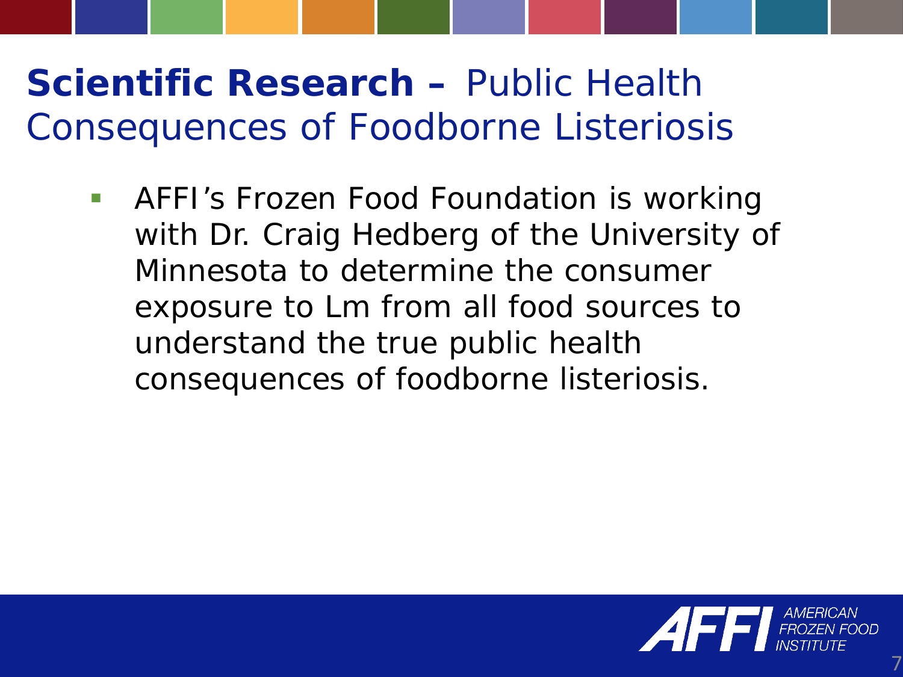# **Scientific Research –** Public Health Consequences of Foodborne Listeriosis

- AFFI's Frozen Food Foundation is working with Dr. Craig Hedberg of the University of Minnesota to determine the consumer exposure to Lm from all food sources to understand the true public health consequences of foodborne listeriosis.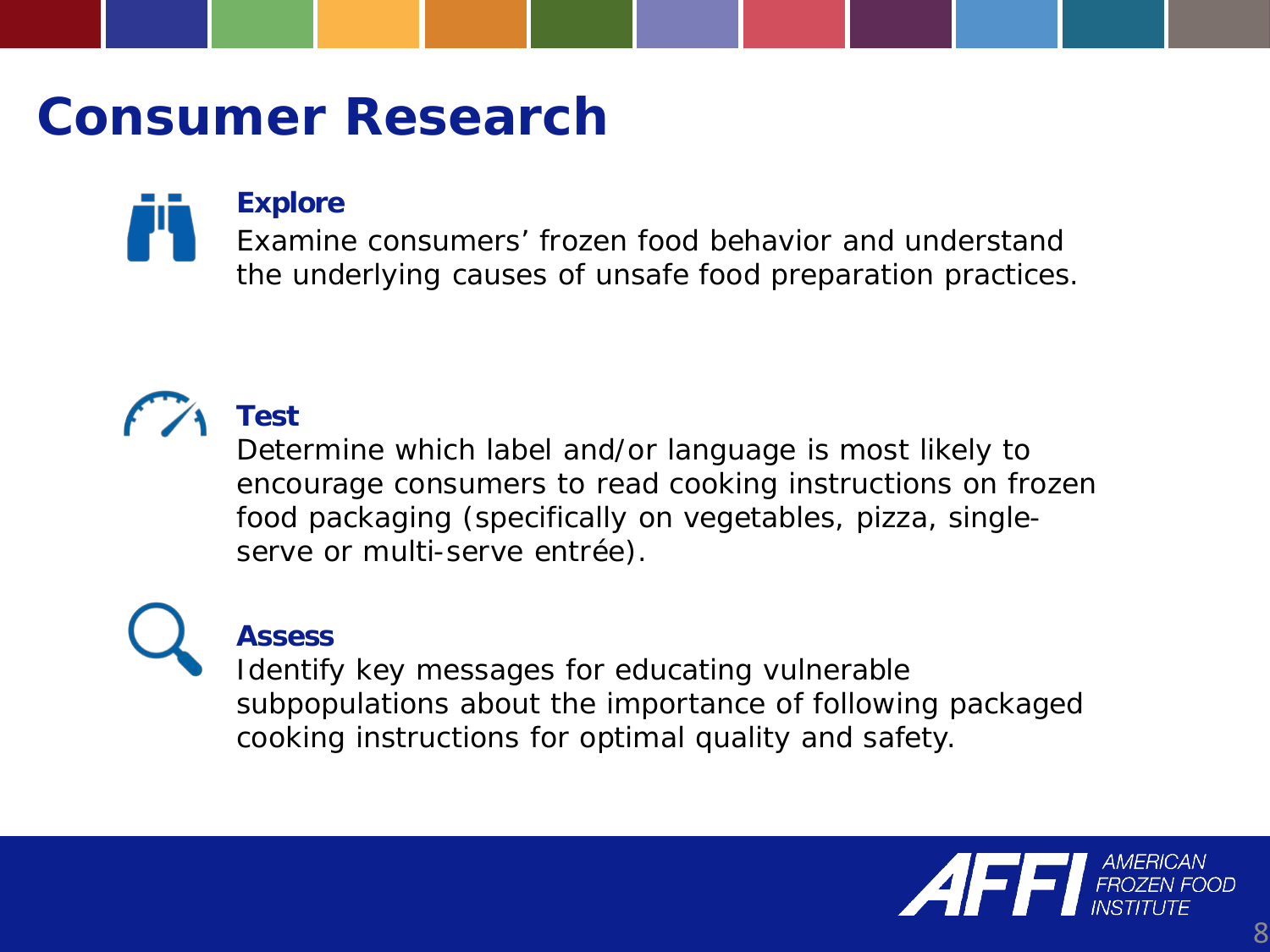# Consumer Research

### Explore

Examine consumers' frozen food behavior and understand the underlying causes of unsafe food preparation practices.

### Test

Determine which label and/or language is most likely to encourage consumers to read cooking instructions on frozen food packaging (specifically on vegetables, pizza, single-serve or multi-serve entrée).

### Assess

Identify key messages for educating vulnerable subpopulations about the importance of following packaged cooking instructions for optimal quality and safety.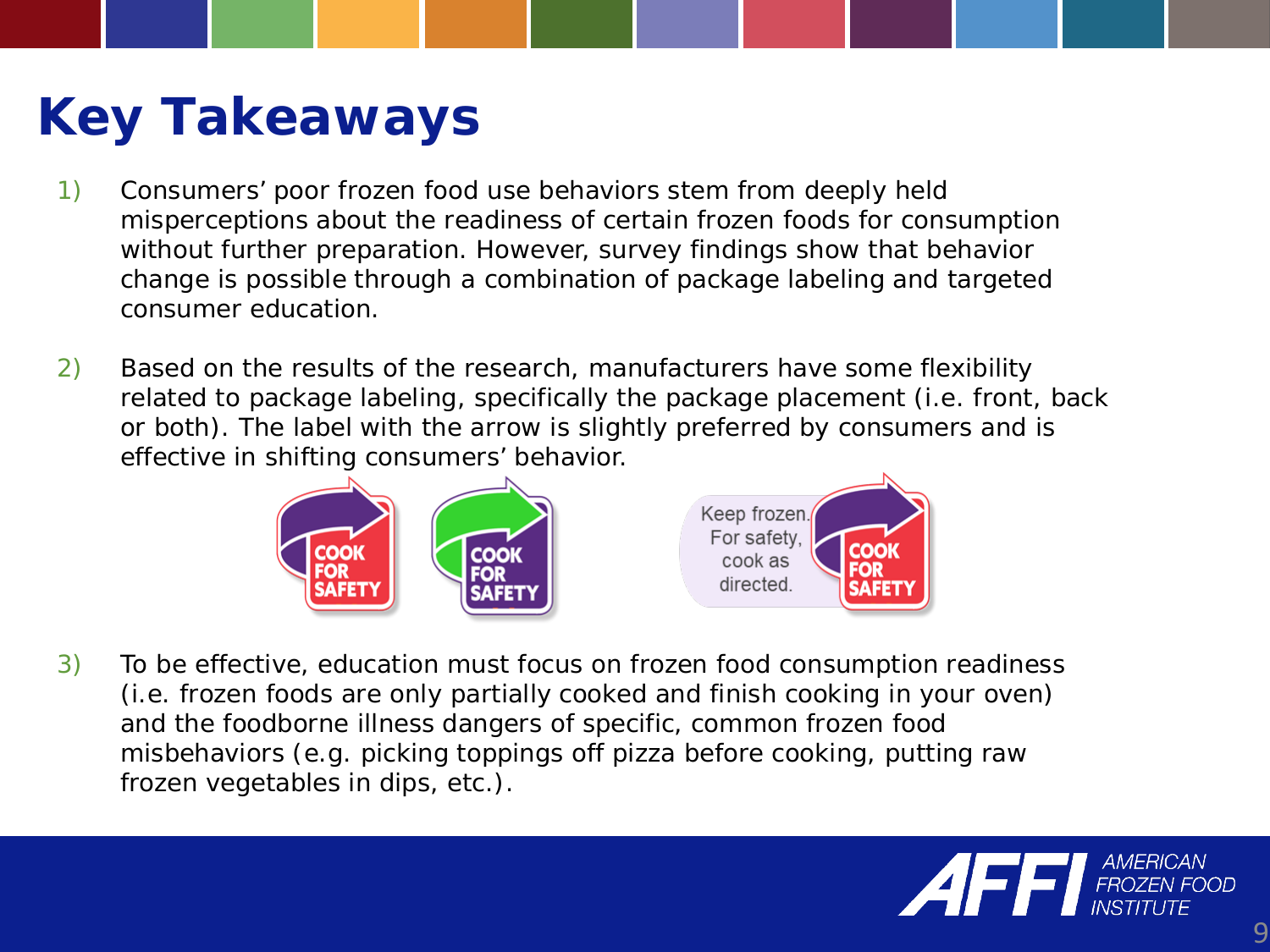# Key Takeaways

1) Consumers' poor frozen food use behaviors stem from deeply held misperceptions about the readiness of certain frozen foods for consumption without further preparation. However, survey findings show that behavior change is possible through a combination of package labeling and targeted consumer education.

2) Based on the results of the research, manufacturers have some flexibility related to package labeling, specifically the package placement (i.e. front, back or both). The label with the arrow is slightly preferred by consumers and is effective in shifting consumers' behavior.

3) To be effective, education must focus on frozen food consumption readiness (i.e. frozen foods are only partially cooked and finish cooking in your oven) and the foodborne illness dangers of specific, common frozen food misbehaviors (e.g. picking toppings off pizza before cooking, putting raw frozen vegetables in dips, etc.).